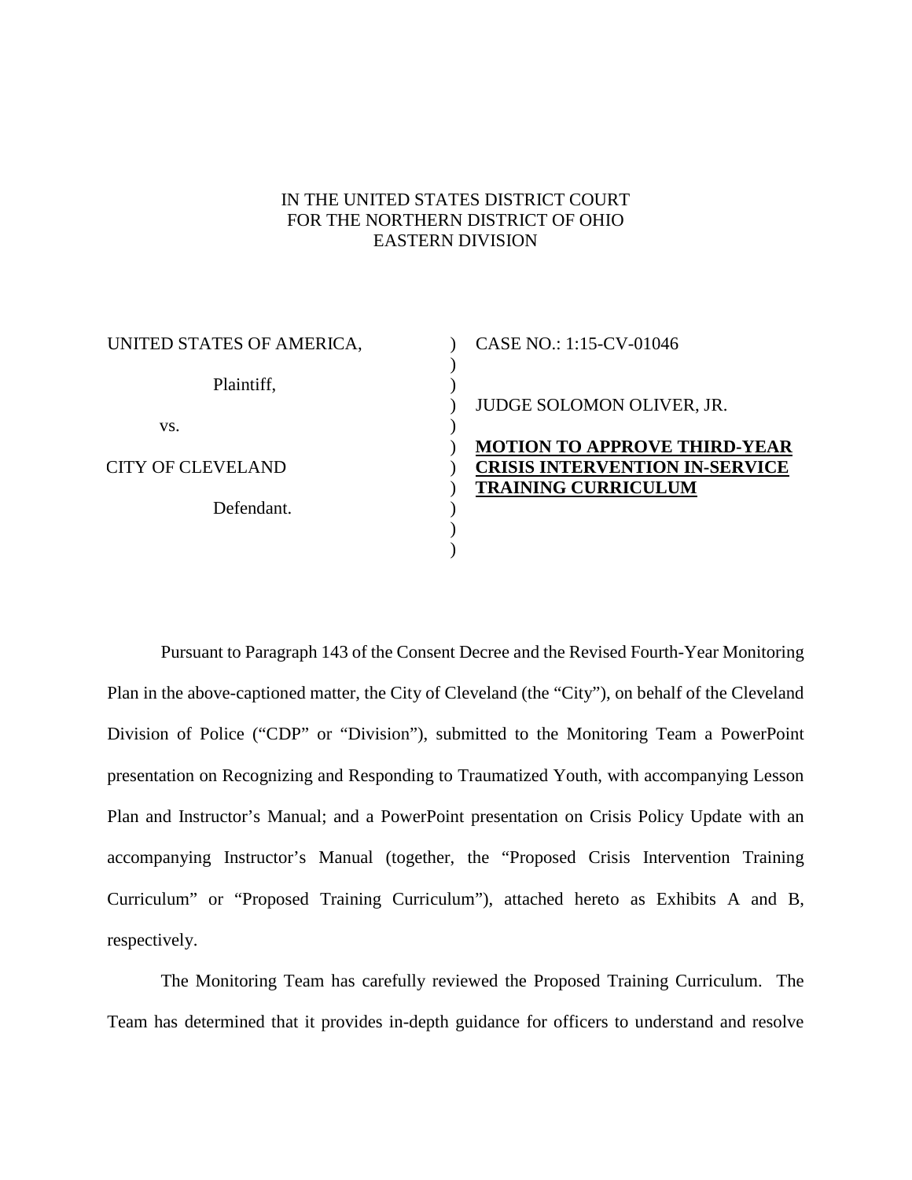IN THE UNITED STATES DISTRICT COURT
FOR THE NORTHERN DISTRICT OF OHIO
EASTERN DIVISION

| | | |
|---|---|---|
| UNITED STATES OF AMERICA, | ) | CASE NO.: 1:15-CV-01046 |
| | ) | |
| Plaintiff, | ) | |
| | ) | JUDGE SOLOMON OLIVER, JR. |
| vs. | ) | |
| | ) | **MOTION TO APPROVE THIRD-YEAR** |
| CITY OF CLEVELAND | ) | **CRISIS INTERVENTION IN-SERVICE** |
| | ) | **TRAINING CURRICULUM** |
| Defendant. | ) | |
| | ) | |
| | ) | |

Pursuant to Paragraph 143 of the Consent Decree and the Revised Fourth-Year Monitoring Plan in the above-captioned matter, the City of Cleveland (the "City"), on behalf of the Cleveland Division of Police ("CDP" or "Division"), submitted to the Monitoring Team a PowerPoint presentation on Recognizing and Responding to Traumatized Youth, with accompanying Lesson Plan and Instructor's Manual; and a PowerPoint presentation on Crisis Policy Update with an accompanying Instructor's Manual (together, the "Proposed Crisis Intervention Training Curriculum" or "Proposed Training Curriculum"), attached hereto as Exhibits A and B, respectively.

The Monitoring Team has carefully reviewed the Proposed Training Curriculum. The Team has determined that it provides in-depth guidance for officers to understand and resolve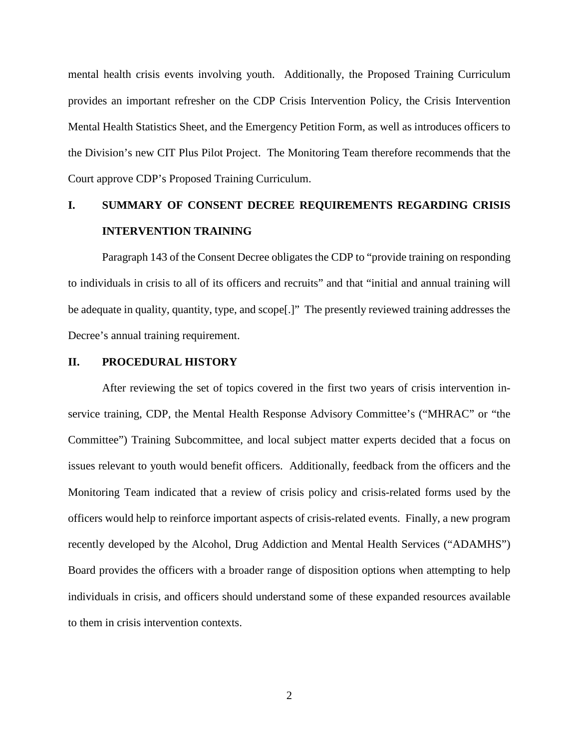mental health crisis events involving youth. Additionally, the Proposed Training Curriculum provides an important refresher on the CDP Crisis Intervention Policy, the Crisis Intervention Mental Health Statistics Sheet, and the Emergency Petition Form, as well as introduces officers to the Division's new CIT Plus Pilot Project. The Monitoring Team therefore recommends that the Court approve CDP's Proposed Training Curriculum.

## I. SUMMARY OF CONSENT DECREE REQUIREMENTS REGARDING CRISIS INTERVENTION TRAINING

Paragraph 143 of the Consent Decree obligates the CDP to "provide training on responding to individuals in crisis to all of its officers and recruits" and that "initial and annual training will be adequate in quality, quantity, type, and scope[.]" The presently reviewed training addresses the Decree's annual training requirement.

## II. PROCEDURAL HISTORY

After reviewing the set of topics covered in the first two years of crisis intervention in-service training, CDP, the Mental Health Response Advisory Committee's ("MHRAC" or "the Committee") Training Subcommittee, and local subject matter experts decided that a focus on issues relevant to youth would benefit officers. Additionally, feedback from the officers and the Monitoring Team indicated that a review of crisis policy and crisis-related forms used by the officers would help to reinforce important aspects of crisis-related events. Finally, a new program recently developed by the Alcohol, Drug Addiction and Mental Health Services ("ADAMHS") Board provides the officers with a broader range of disposition options when attempting to help individuals in crisis, and officers should understand some of these expanded resources available to them in crisis intervention contexts.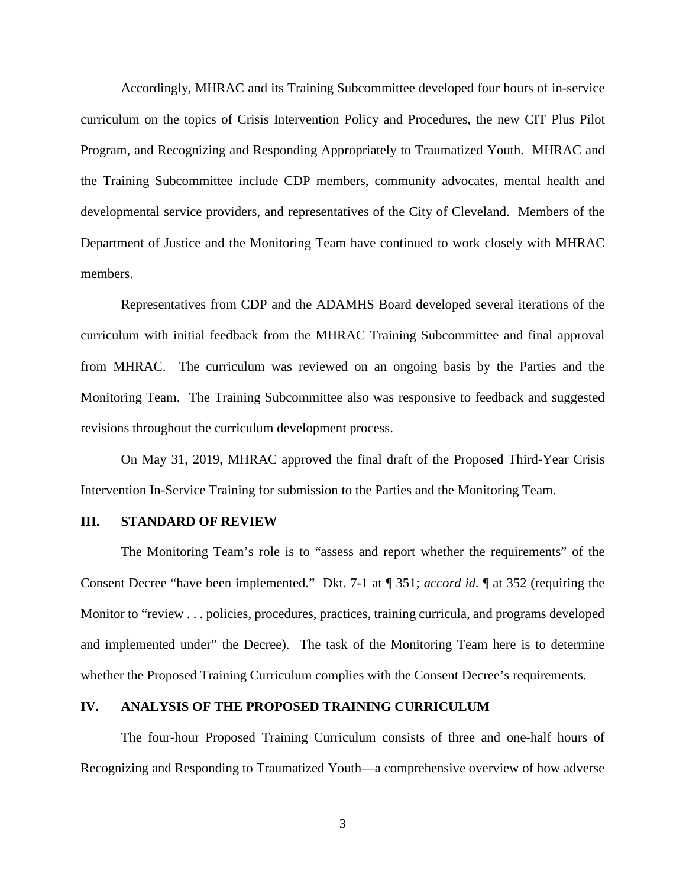Accordingly, MHRAC and its Training Subcommittee developed four hours of in-service curriculum on the topics of Crisis Intervention Policy and Procedures, the new CIT Plus Pilot Program, and Recognizing and Responding Appropriately to Traumatized Youth. MHRAC and the Training Subcommittee include CDP members, community advocates, mental health and developmental service providers, and representatives of the City of Cleveland. Members of the Department of Justice and the Monitoring Team have continued to work closely with MHRAC members.

Representatives from CDP and the ADAMHS Board developed several iterations of the curriculum with initial feedback from the MHRAC Training Subcommittee and final approval from MHRAC. The curriculum was reviewed on an ongoing basis by the Parties and the Monitoring Team. The Training Subcommittee also was responsive to feedback and suggested revisions throughout the curriculum development process.

On May 31, 2019, MHRAC approved the final draft of the Proposed Third-Year Crisis Intervention In-Service Training for submission to the Parties and the Monitoring Team.

## III. STANDARD OF REVIEW

The Monitoring Team's role is to "assess and report whether the requirements" of the Consent Decree "have been implemented." Dkt. 7-1 at ¶ 351; *accord id.* ¶ at 352 (requiring the Monitor to "review . . . policies, procedures, practices, training curricula, and programs developed and implemented under" the Decree). The task of the Monitoring Team here is to determine whether the Proposed Training Curriculum complies with the Consent Decree's requirements.

## IV. ANALYSIS OF THE PROPOSED TRAINING CURRICULUM

The four-hour Proposed Training Curriculum consists of three and one-half hours of Recognizing and Responding to Traumatized Youth—a comprehensive overview of how adverse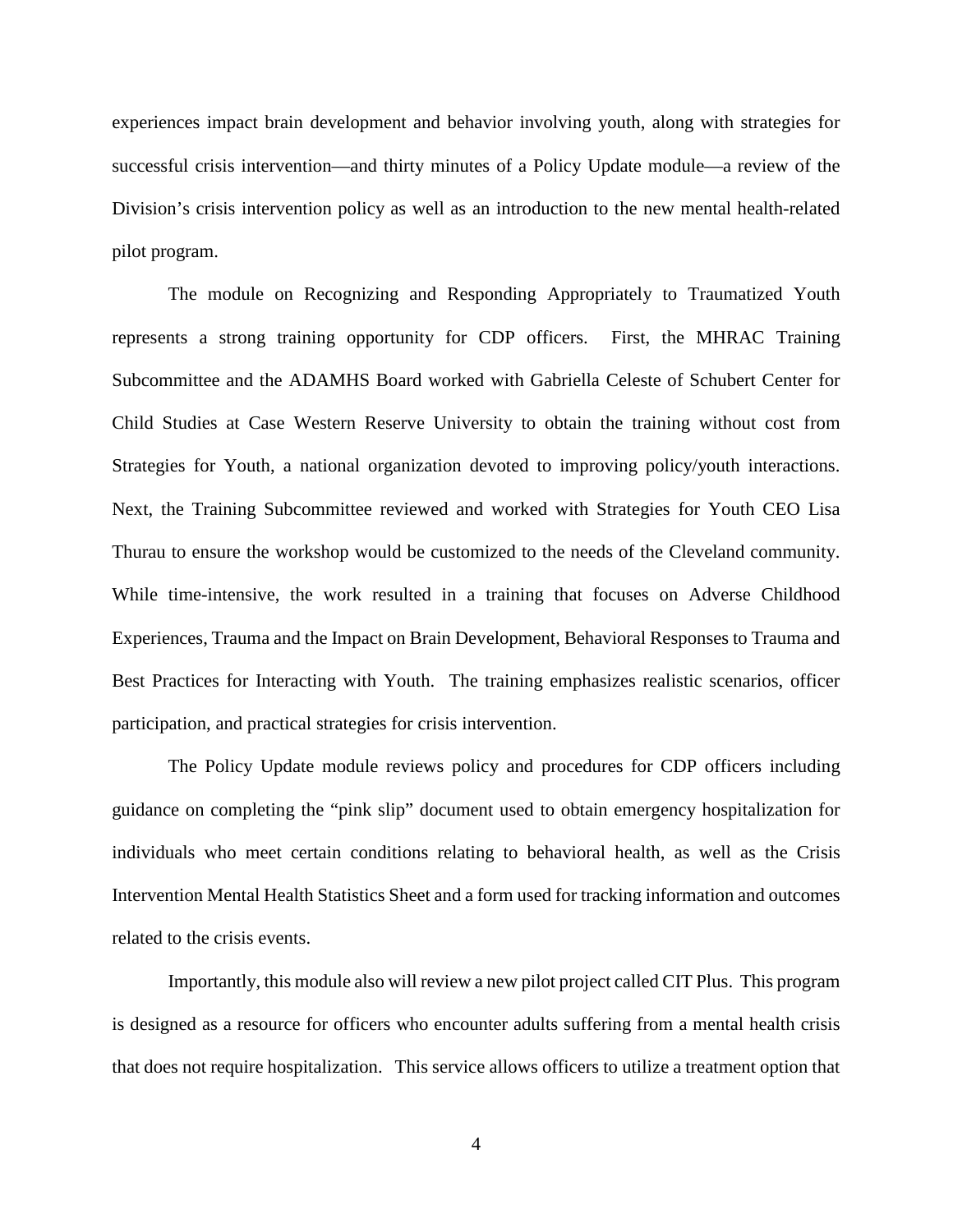experiences impact brain development and behavior involving youth, along with strategies for successful crisis intervention—and thirty minutes of a Policy Update module—a review of the Division's crisis intervention policy as well as an introduction to the new mental health-related pilot program.

The module on Recognizing and Responding Appropriately to Traumatized Youth represents a strong training opportunity for CDP officers. First, the MHRAC Training Subcommittee and the ADAMHS Board worked with Gabriella Celeste of Schubert Center for Child Studies at Case Western Reserve University to obtain the training without cost from Strategies for Youth, a national organization devoted to improving policy/youth interactions. Next, the Training Subcommittee reviewed and worked with Strategies for Youth CEO Lisa Thurau to ensure the workshop would be customized to the needs of the Cleveland community. While time-intensive, the work resulted in a training that focuses on Adverse Childhood Experiences, Trauma and the Impact on Brain Development, Behavioral Responses to Trauma and Best Practices for Interacting with Youth. The training emphasizes realistic scenarios, officer participation, and practical strategies for crisis intervention.

The Policy Update module reviews policy and procedures for CDP officers including guidance on completing the "pink slip" document used to obtain emergency hospitalization for individuals who meet certain conditions relating to behavioral health, as well as the Crisis Intervention Mental Health Statistics Sheet and a form used for tracking information and outcomes related to the crisis events.

Importantly, this module also will review a new pilot project called CIT Plus. This program is designed as a resource for officers who encounter adults suffering from a mental health crisis that does not require hospitalization. This service allows officers to utilize a treatment option that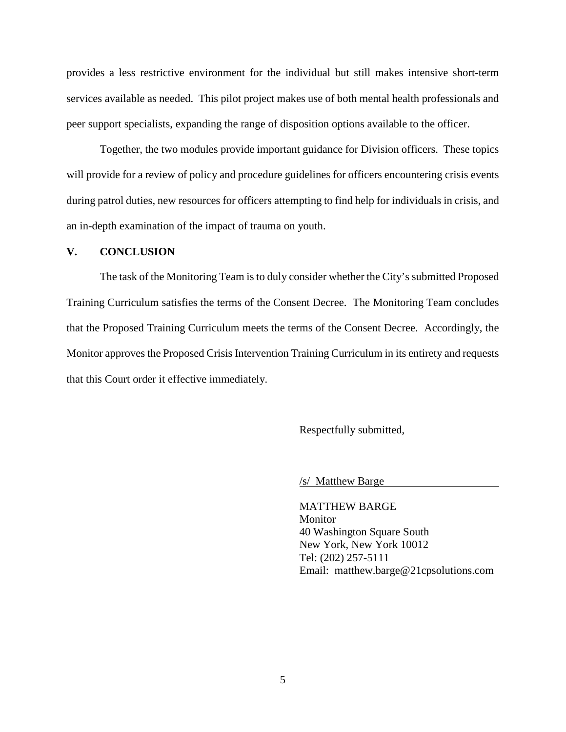provides a less restrictive environment for the individual but still makes intensive short-term services available as needed. This pilot project makes use of both mental health professionals and peer support specialists, expanding the range of disposition options available to the officer.

Together, the two modules provide important guidance for Division officers. These topics will provide for a review of policy and procedure guidelines for officers encountering crisis events during patrol duties, new resources for officers attempting to find help for individuals in crisis, and an in-depth examination of the impact of trauma on youth.

## V. CONCLUSION

The task of the Monitoring Team is to duly consider whether the City's submitted Proposed Training Curriculum satisfies the terms of the Consent Decree. The Monitoring Team concludes that the Proposed Training Curriculum meets the terms of the Consent Decree. Accordingly, the Monitor approves the Proposed Crisis Intervention Training Curriculum in its entirety and requests that this Court order it effective immediately.

Respectfully submitted,

/s/ Matthew Barge

MATTHEW BARGE
Monitor
40 Washington Square South
New York, New York 10012
Tel: (202) 257-5111
Email: matthew.barge@21cpsolutions.com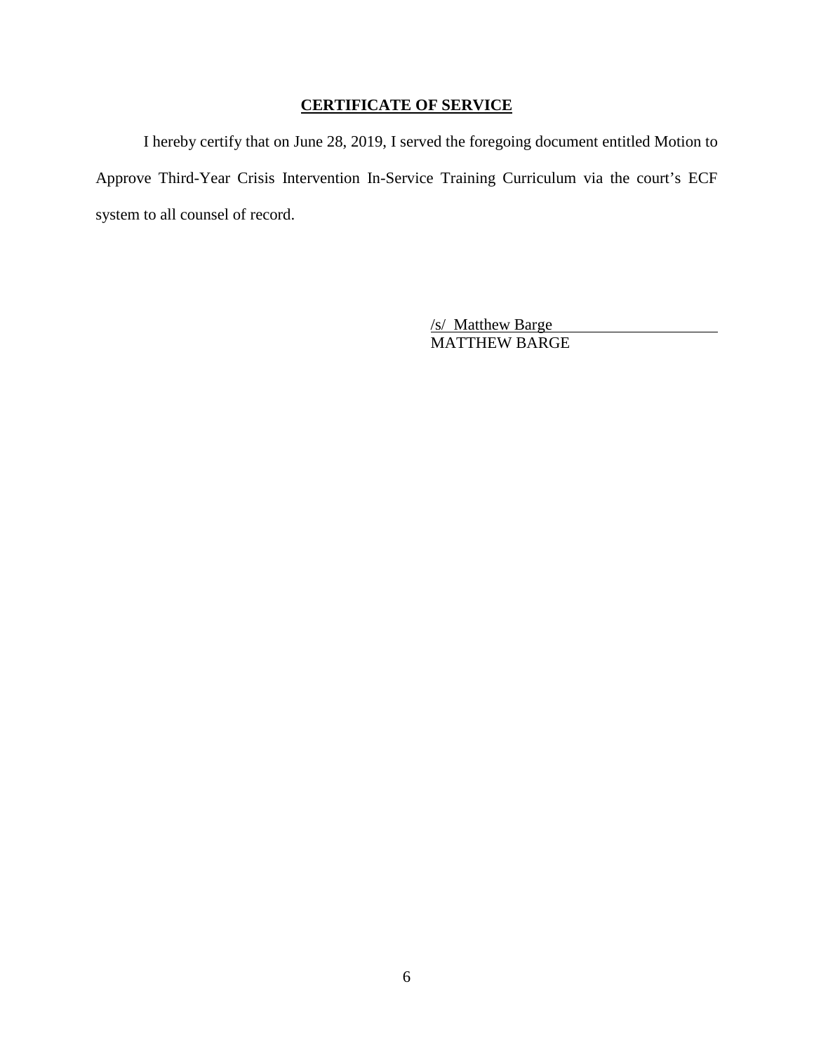**CERTIFICATE OF SERVICE**

I hereby certify that on June 28, 2019, I served the foregoing document entitled Motion to Approve Third-Year Crisis Intervention In-Service Training Curriculum via the court's ECF system to all counsel of record.

/s/ Matthew Barge
MATTHEW BARGE